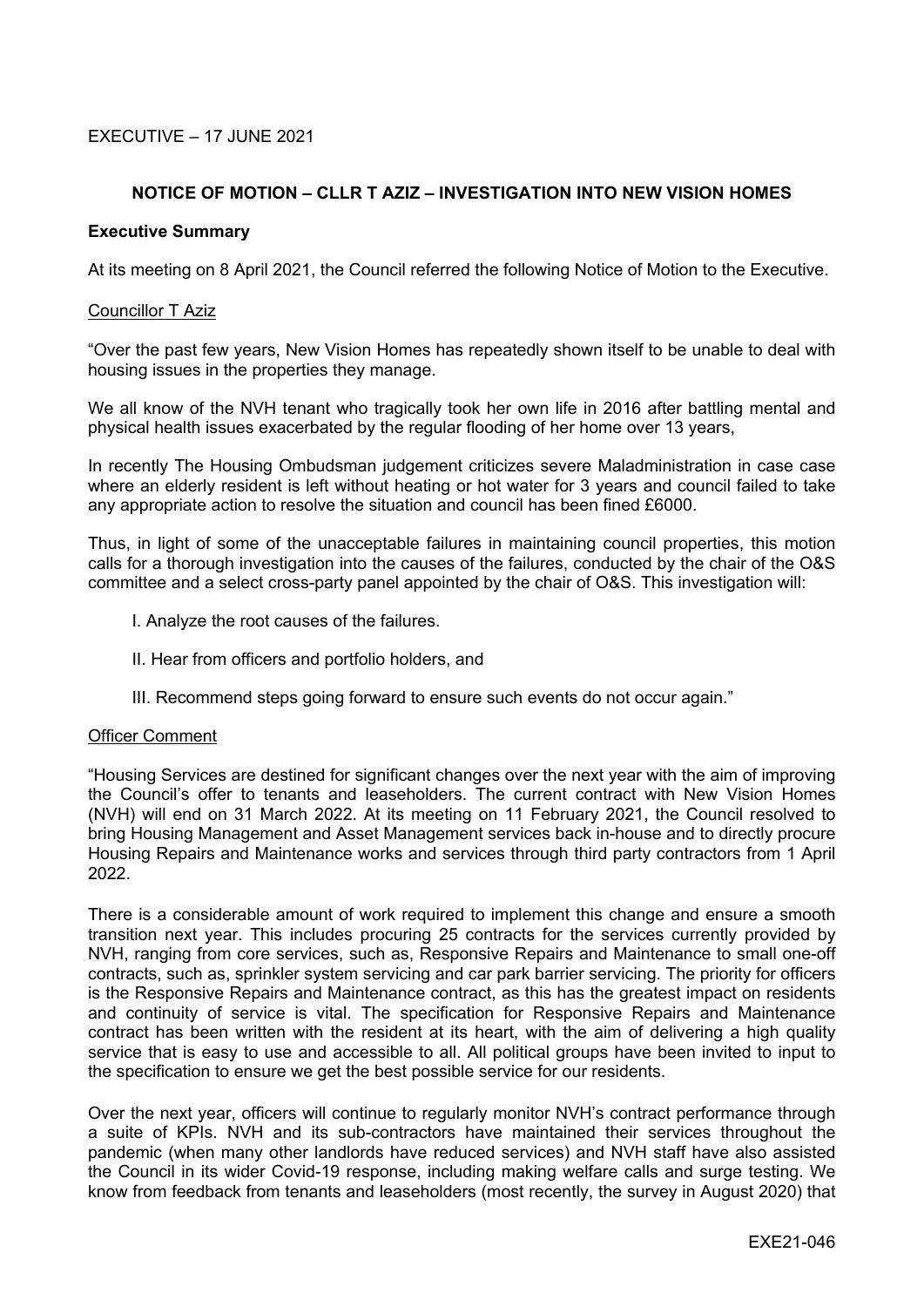EXECUTIVE – 17 JUNE 2021

## NOTICE OF MOTION – CLLR T AZIZ – INVESTIGATION INTO NEW VISION HOMES

**Executive Summary**

At its meeting on 8 April 2021, the Council referred the following Notice of Motion to the Executive.

Councillor T Aziz

"Over the past few years, New Vision Homes has repeatedly shown itself to be unable to deal with housing issues in the properties they manage.

We all know of the NVH tenant who tragically took her own life in 2016 after battling mental and physical health issues exacerbated by the regular flooding of her home over 13 years,

In recently The Housing Ombudsman judgement criticizes severe Maladministration in case case where an elderly resident is left without heating or hot water for 3 years and council failed to take any appropriate action to resolve the situation and council has been fined £6000.

Thus, in light of some of the unacceptable failures in maintaining council properties, this motion calls for a thorough investigation into the causes of the failures, conducted by the chair of the O&S committee and a select cross-party panel appointed by the chair of O&S. This investigation will:

I. Analyze the root causes of the failures.

II. Hear from officers and portfolio holders, and

III. Recommend steps going forward to ensure such events do not occur again."

Officer Comment

"Housing Services are destined for significant changes over the next year with the aim of improving the Council's offer to tenants and leaseholders. The current contract with New Vision Homes (NVH) will end on 31 March 2022. At its meeting on 11 February 2021, the Council resolved to bring Housing Management and Asset Management services back in-house and to directly procure Housing Repairs and Maintenance works and services through third party contractors from 1 April 2022.

There is a considerable amount of work required to implement this change and ensure a smooth transition next year. This includes procuring 25 contricts for the services currently provided by NVH, ranging from core services, such as, Responsive Repairs and Maintenance to small one-off contracts, such as, sprinkler system servicing and car park barrier servicing. The priority for officers is the Responsive Repairs and Maintenance contract, as this has the greatest impact on residents and continuity of service is vital. The specification for Responsive Repairs and Maintenance contract has been written with the resident at its heart, with the aim of delivering a high quality service that is easy to use and accessible to all. All political groups have been invited to input to the specification to ensure we get the best possible service for our residents.

Over the next year, officers will continue to regularly monitor NVH's contract performance through a suite of KPIs. NVH and its sub-contractors have maintained their services throughout the pandemic (when many other landlords have reduced services) and NVH staff have also assisted the Council in its wider Covid-19 response, including making welfare calls and surge testing. We know from feedback from tenants and leaseholders (most recently, the survey in August 2020) that

EXE21-046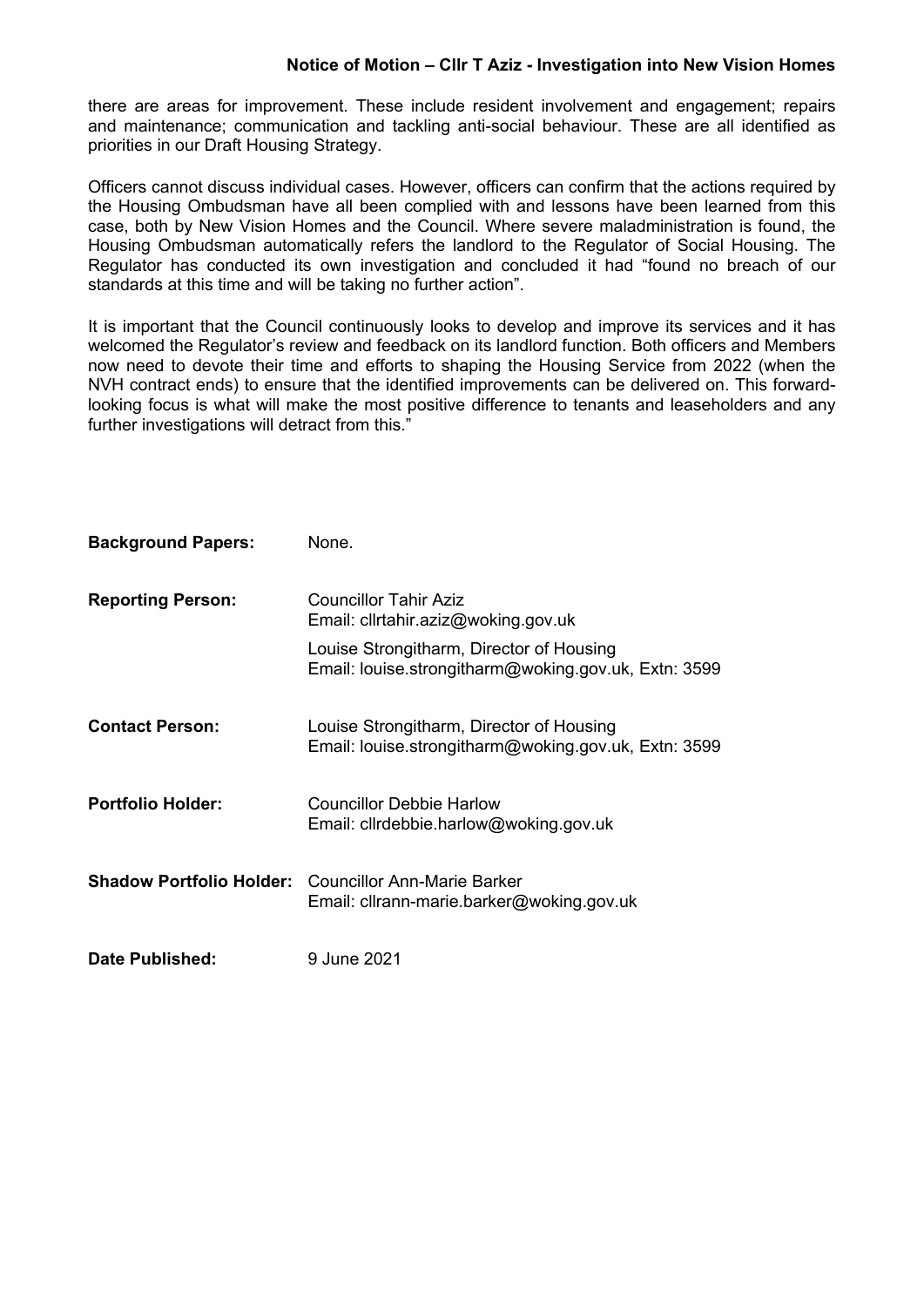there are areas for improvement. These include resident involvement and engagement; repairs and maintenance; communication and tackling anti-social behaviour. These are all identified as priorities in our Draft Housing Strategy.

Officers cannot discuss individual cases. However, officers can confirm that the actions required by the Housing Ombudsman have all been complied with and lessons have been learned from this case, both by New Vision Homes and the Council. Where severe maladministration is found, the Housing Ombudsman automatically refers the landlord to the Regulator of Social Housing. The Regulator has conducted its own investigation and concluded it had "found no breach of our standards at this time and will be taking no further action".

It is important that the Council continuously looks to develop and improve its services and it has welcomed the Regulator's review and feedback on its landlord function. Both officers and Members now need to devote their time and efforts to shaping the Housing Service from 2022 (when the NVH contract ends) to ensure that the identified improvements can be delivered on. This forward-looking focus is what will make the most positive difference to tenants and leaseholders and any further investigations will detract from this."

| | |
|---|---|
| **Background Papers:** | None. |
| **Reporting Person:** | Councillor Tahir Aziz<br>Email: cllrtahir.aziz@woking.gov.uk<br>Louise Strongitharm, Director of Housing<br>Email: louise.strongitharm@woking.gov.uk, Extn: 3599 |
| **Contact Person:** | Louise Strongitharm, Director of Housing<br>Email: louise.strongitharm@woking.gov.uk, Extn: 3599 |
| **Portfolio Holder:** | Councillor Debbie Harlow<br>Email: cllrdebbie.harlow@woking.gov.uk |
| **Shadow Portfolio Holder:** | Councillor Ann-Marie Barker<br>Email: cllrann-marie.barker@woking.gov.uk |
| **Date Published:** | 9 June 2021 |